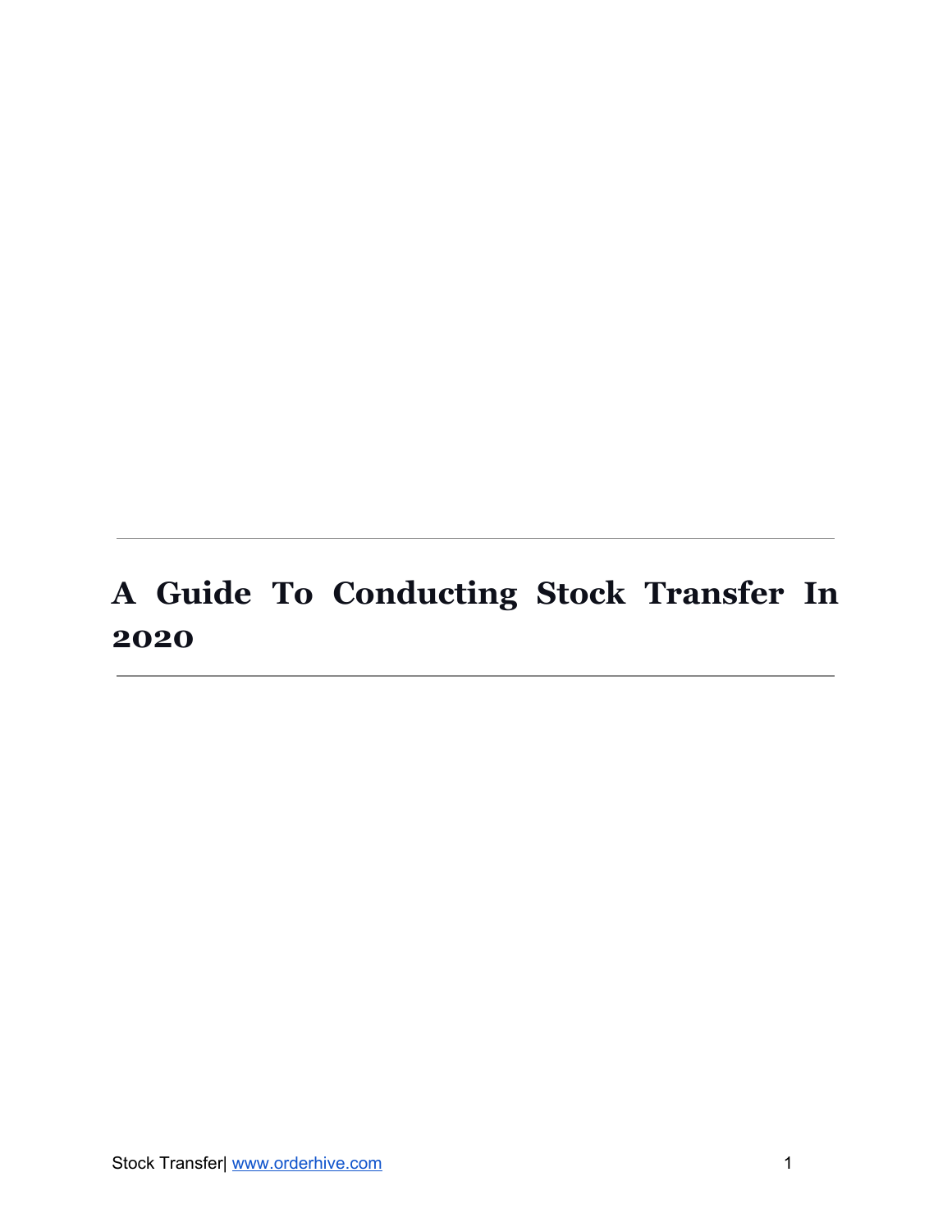# A Guide To Conducting Stock Transfer In 2020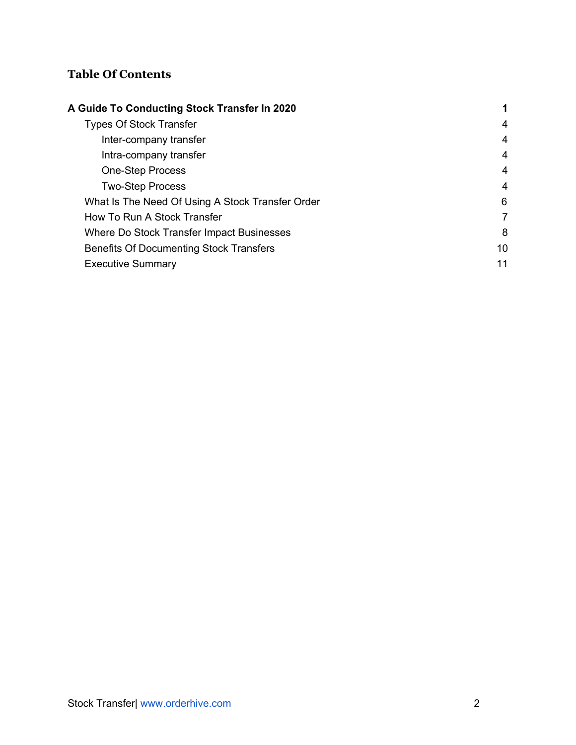## Table Of Contents

**A Guide To Conducting Stock Transfer In 2020** **1**

- Types Of Stock Transfer 4
  - Inter-company transfer 4
  - Intra-company transfer 4
  - One-Step Process 4
  - Two-Step Process 4
- What Is The Need Of Using A Stock Transfer Order 6
- How To Run A Stock Transfer 7
- Where Do Stock Transfer Impact Businesses 8
- Benefits Of Documenting Stock Transfers 10
- Executive Summary 11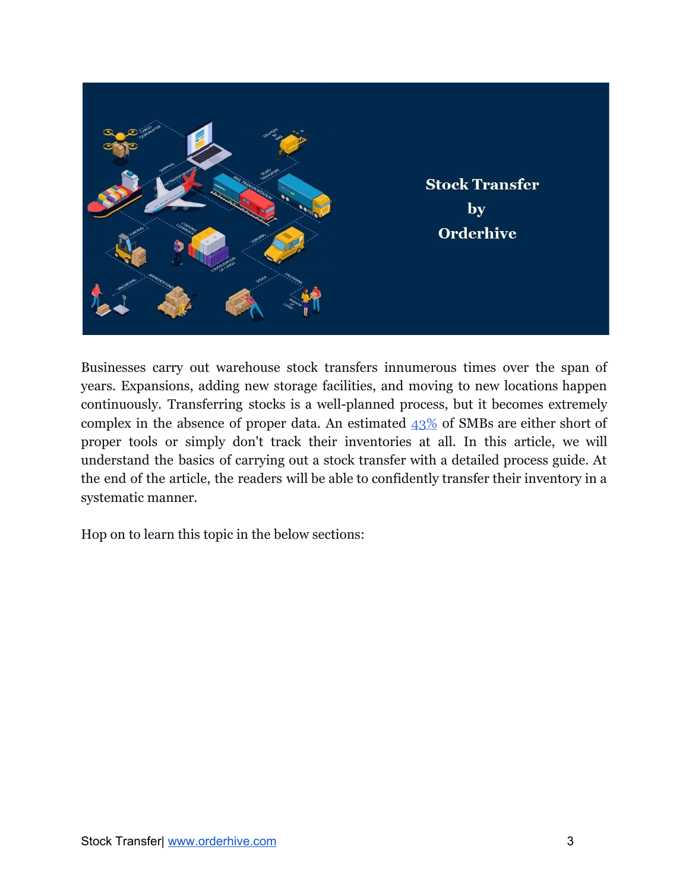Businesses carry out warehouse stock transfers innumerous times over the span of years. Expansions, adding new storage facilities, and moving to new locations happen continuously. Transferring stocks is a well-planned process, but it becomes extremely complex in the absence of proper data. An estimated [43%](#) of SMBs are either short of proper tools or simply don't track their inventories at all. In this article, we will understand the basics of carrying out a stock transfer with a detailed process guide. At the end of the article, the readers will be able to confidently transfer their inventory in a systematic manner.

Hop on to learn this topic in the below sections: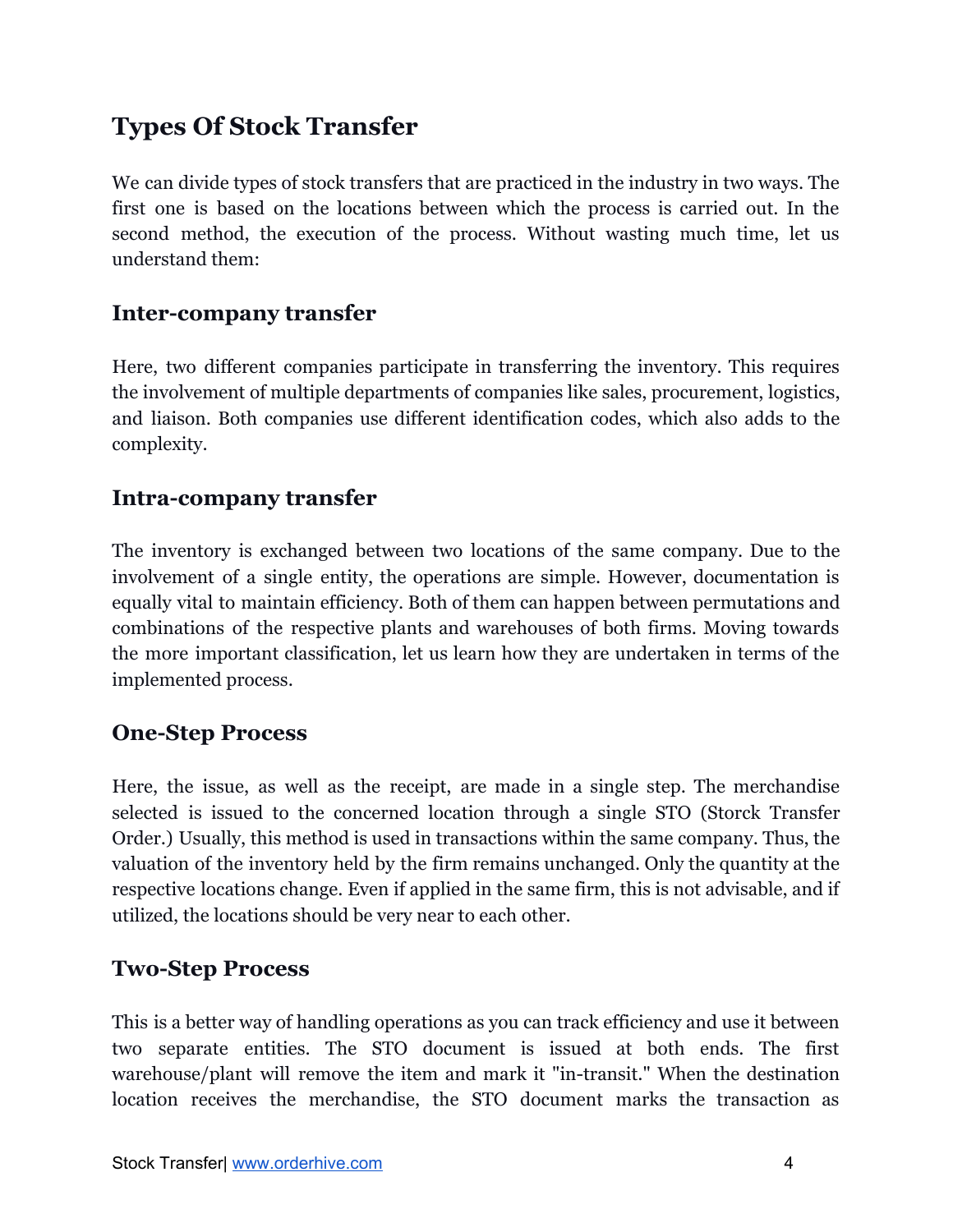## Types Of Stock Transfer

We can divide types of stock transfers that are practiced in the industry in two ways. The first one is based on the locations between which the process is carried out. In the second method, the execution of the process. Without wasting much time, let us understand them:

### Inter-company transfer

Here, two different companies participate in transferring the inventory. This requires the involvement of multiple departments of companies like sales, procurement, logistics, and liaison. Both companies use different identification codes, which also adds to the complexity.

### Intra-company transfer

The inventory is exchanged between two locations of the same company. Due to the involvement of a single entity, the operations are simple. However, documentation is equally vital to maintain efficiency. Both of them can happen between permutations and combinations of the respective plants and warehouses of both firms. Moving towards the more important classification, let us learn how they are undertaken in terms of the implemented process.

### One-Step Process

Here, the issue, as well as the receipt, are made in a single step. The merchandise selected is issued to the concerned location through a single STO (Storck Transfer Order.) Usually, this method is used in transactions within the same company. Thus, the valuation of the inventory held by the firm remains unchanged. Only the quantity at the respective locations change. Even if applied in the same firm, this is not advisable, and if utilized, the locations should be very near to each other.

### Two-Step Process

This is a better way of handling operations as you can track efficiency and use it between two separate entities. The STO document is issued at both ends. The first warehouse/plant will remove the item and mark it "in-transit." When the destination location receives the merchandise, the STO document marks the transaction as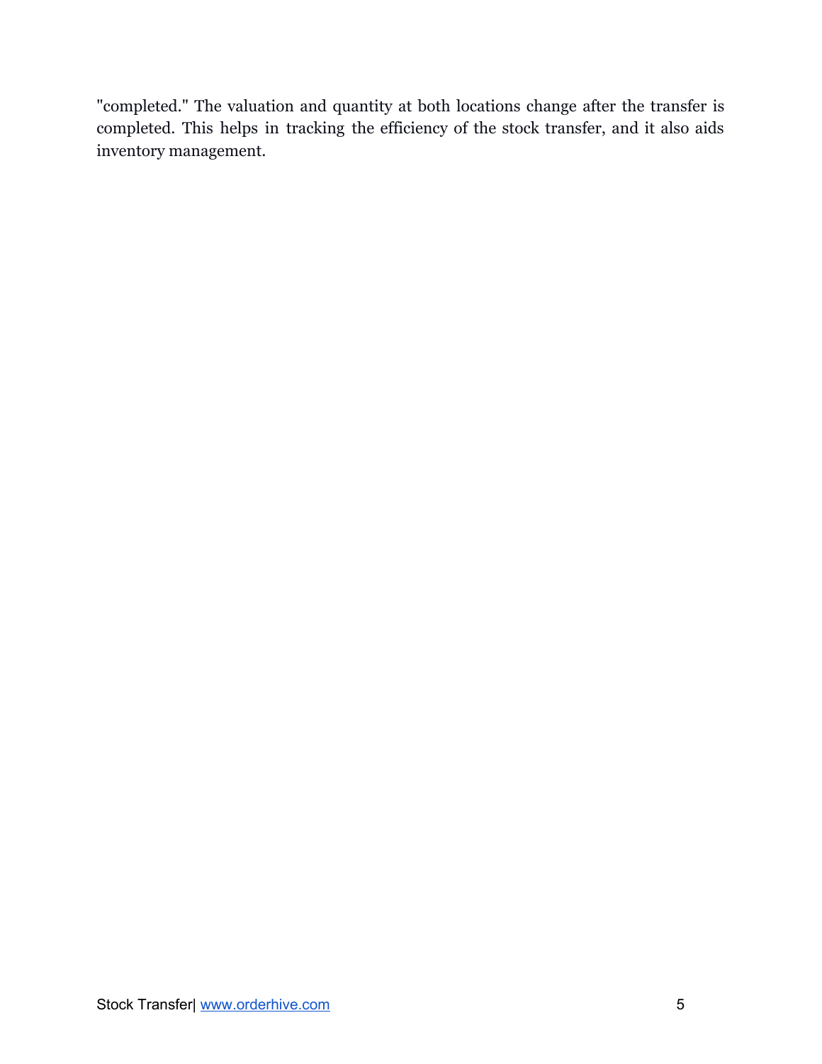"completed." The valuation and quantity at both locations change after the transfer is completed. This helps in tracking the efficiency of the stock transfer, and it also aids inventory management.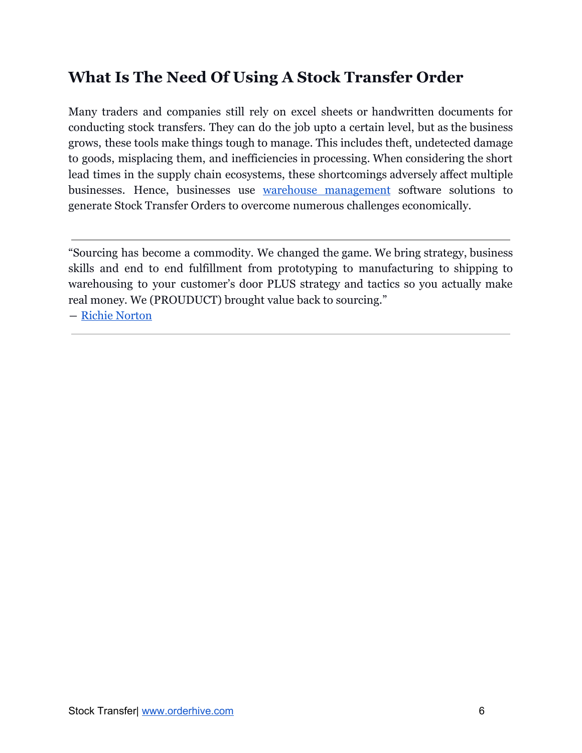## What Is The Need Of Using A Stock Transfer Order

Many traders and companies still rely on excel sheets or handwritten documents for conducting stock transfers. They can do the job upto a certain level, but as the business grows, these tools make things tough to manage. This includes theft, undetected damage to goods, misplacing them, and inefficiencies in processing. When considering the short lead times in the supply chain ecosystems, these shortcomings adversely affect multiple businesses. Hence, businesses use [warehouse management]() software solutions to generate Stock Transfer Orders to overcome numerous challenges economically.

---

"Sourcing has become a commodity. We changed the game. We bring strategy, business skills and end to end fulfillment from prototyping to manufacturing to shipping to warehousing to your customer's door PLUS strategy and tactics so you actually make real money. We (PROUDUCT) brought value back to sourcing."
― [Richie Norton]()

---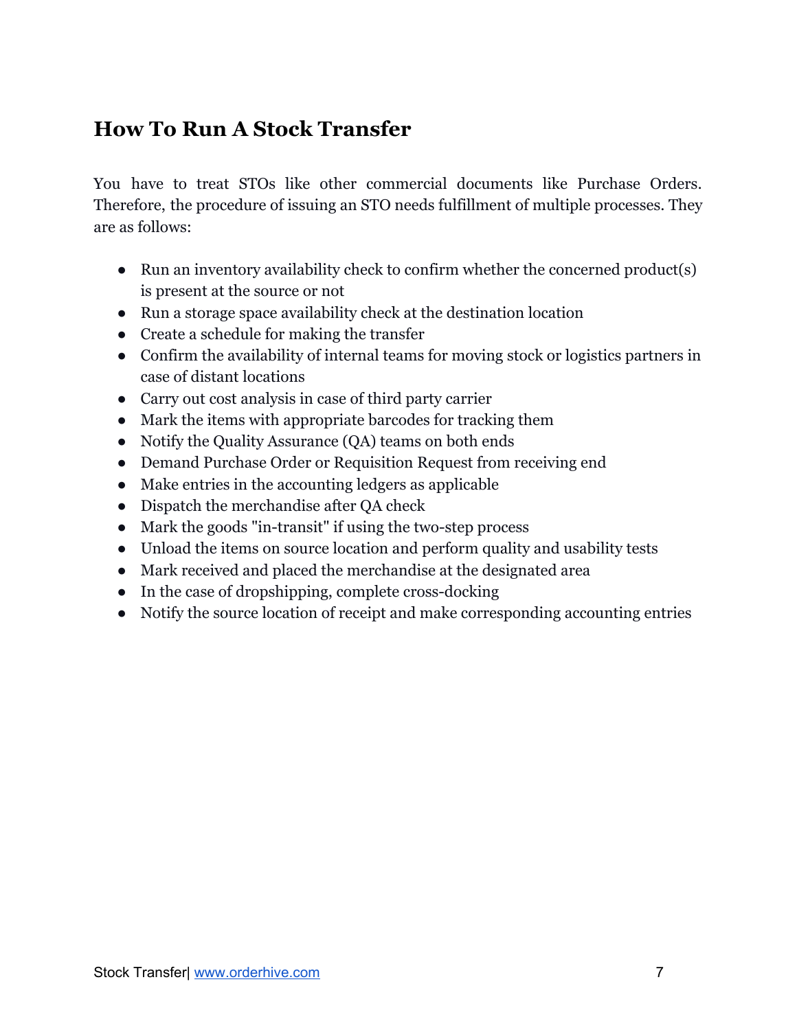## How To Run A Stock Transfer

You have to treat STOs like other commercial documents like Purchase Orders. Therefore, the procedure of issuing an STO needs fulfillment of multiple processes. They are as follows:

- Run an inventory availability check to confirm whether the concerned product(s) is present at the source or not
- Run a storage space availability check at the destination location
- Create a schedule for making the transfer
- Confirm the availability of internal teams for moving stock or logistics partners in case of distant locations
- Carry out cost analysis in case of third party carrier
- Mark the items with appropriate barcodes for tracking them
- Notify the Quality Assurance (QA) teams on both ends
- Demand Purchase Order or Requisition Request from receiving end
- Make entries in the accounting ledgers as applicable
- Dispatch the merchandise after QA check
- Mark the goods "in-transit" if using the two-step process
- Unload the items on source location and perform quality and usability tests
- Mark received and placed the merchandise at the designated area
- In the case of dropshipping, complete cross-docking
- Notify the source location of receipt and make corresponding accounting entries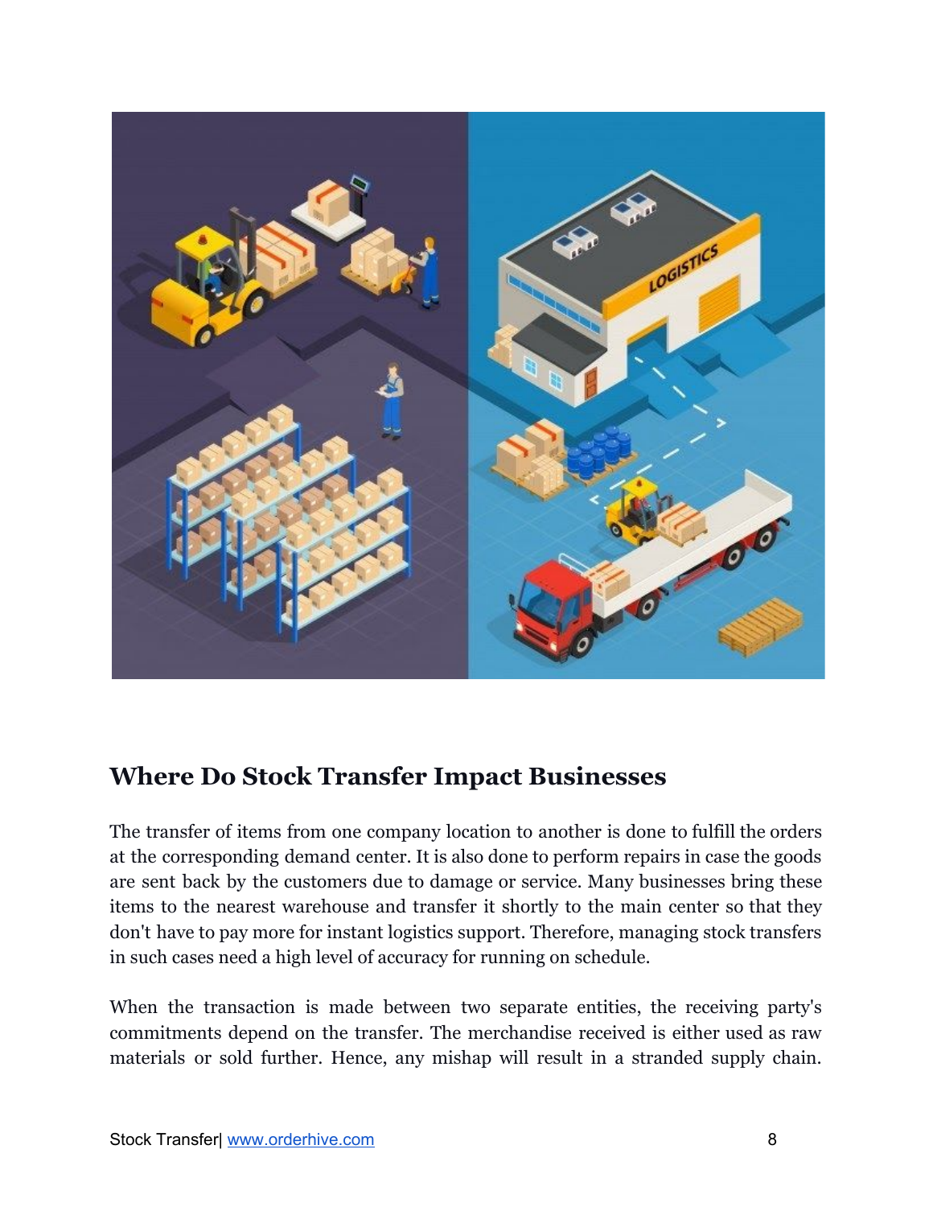## Where Do Stock Transfer Impact Businesses

The transfer of items from one company location to another is done to fulfill the orders at the corresponding demand center. It is also done to perform repairs in case the goods are sent back by the customers due to damage or service. Many businesses bring these items to the nearest warehouse and transfer it shortly to the main center so that they don't have to pay more for instant logistics support. Therefore, managing stock transfers in such cases need a high level of accuracy for running on schedule.

When the transaction is made between two separate entities, the receiving party's commitments depend on the transfer. The merchandise received is either used as raw materials or sold further. Hence, any mishap will result in a stranded supply chain.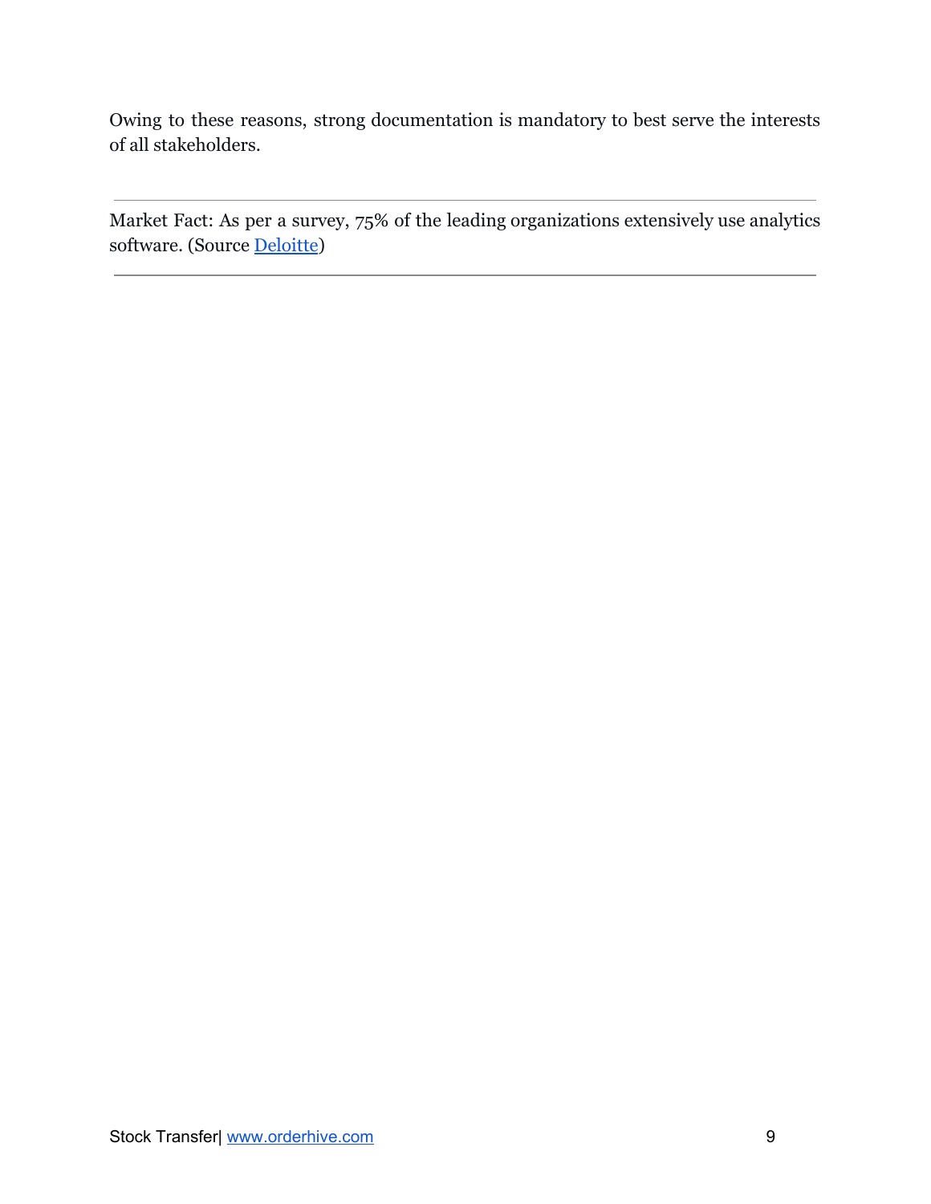Owing to these reasons, strong documentation is mandatory to best serve the interests of all stakeholders.

---

Market Fact: As per a survey, 75% of the leading organizations extensively use analytics software. (Source Deloitte)

---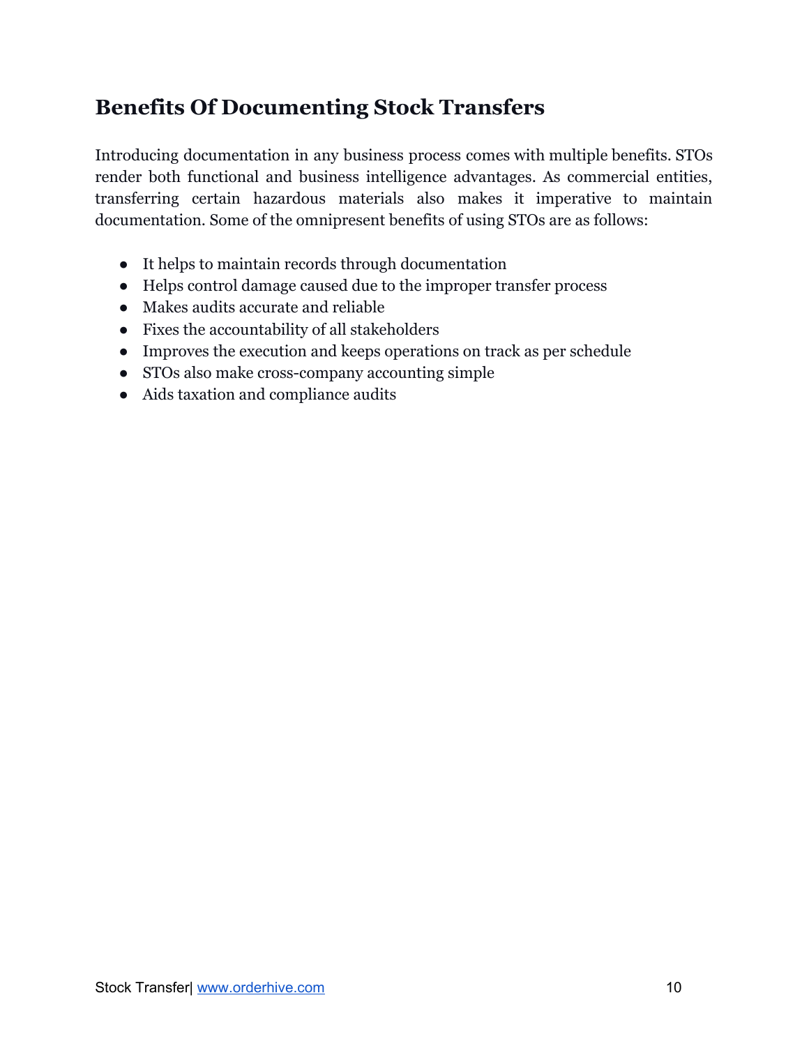## Benefits Of Documenting Stock Transfers

Introducing documentation in any business process comes with multiple benefits. STOs render both functional and business intelligence advantages. As commercial entities, transferring certain hazardous materials also makes it imperative to maintain documentation. Some of the omnipresent benefits of using STOs are as follows:

- It helps to maintain records through documentation
- Helps control damage caused due to the improper transfer process
- Makes audits accurate and reliable
- Fixes the accountability of all stakeholders
- Improves the execution and keeps operations on track as per schedule
- STOs also make cross-company accounting simple
- Aids taxation and compliance audits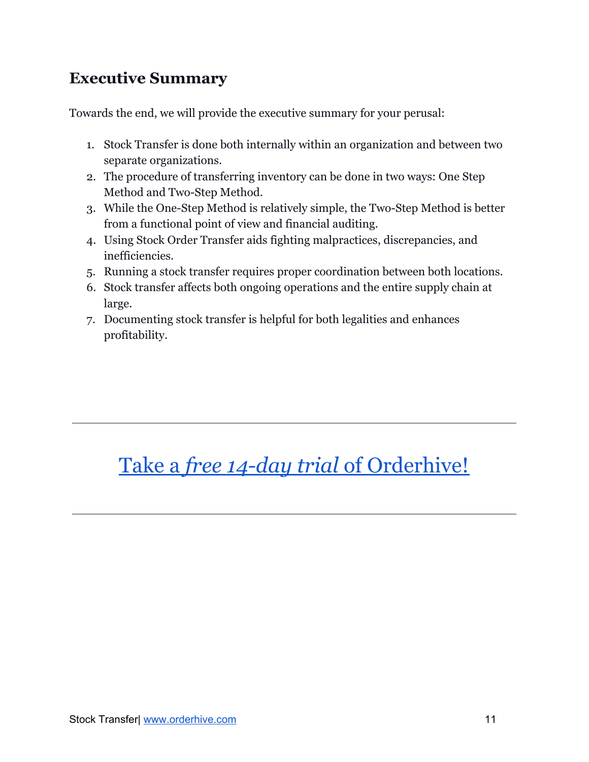## Executive Summary

Towards the end, we will provide the executive summary for your perusal:

1. Stock Transfer is done both internally within an organization and between two separate organizations.
2. The procedure of transferring inventory can be done in two ways: One Step Method and Two-Step Method.
3. While the One-Step Method is relatively simple, the Two-Step Method is better from a functional point of view and financial auditing.
4. Using Stock Order Transfer aids fighting malpractices, discrepancies, and inefficiencies.
5. Running a stock transfer requires proper coordination between both locations.
6. Stock transfer affects both ongoing operations and the entire supply chain at large.
7. Documenting stock transfer is helpful for both legalities and enhances profitability.

---

Take a *free 14-day trial* of Orderhive!

---